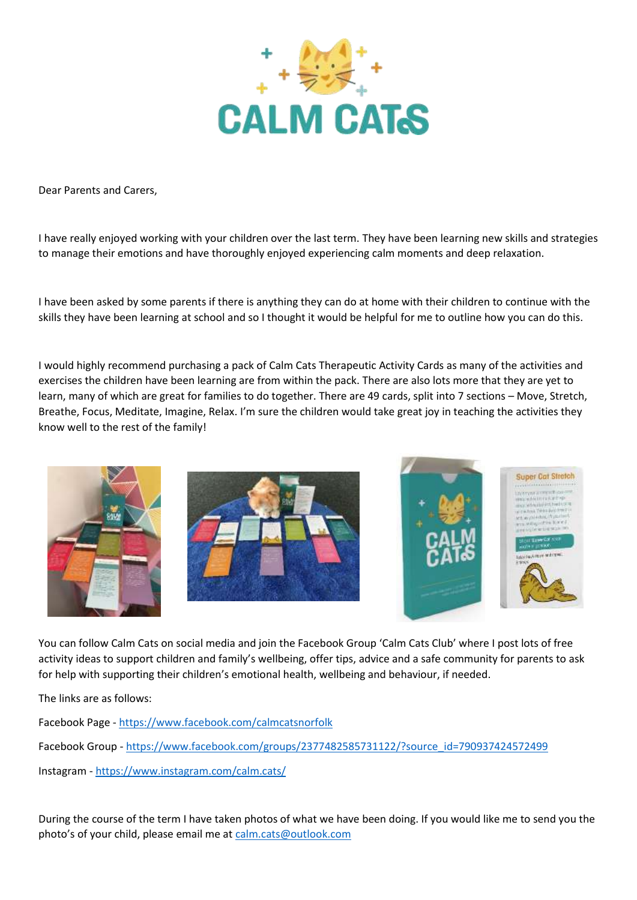CALM CATS

Dear Parents and Carers,

I have really enjoyed working with your children over the last term. They have been learning new skills and strategies to manage their emotions and have thoroughly enjoyed experiencing calm moments and deep relaxation.

I have been asked by some parents if there is anything they can do at home with their children to continue with the skills they have been learning at school and so I thought it would be helpful for me to outline how you can do this.

I would highly recommend purchasing a pack of Calm Cats Therapeutic Activity Cards as many of the activities and exercises the children have been learning are from within the pack. There are also lots more that they are yet to learn, many of which are great for families to do together. There are 49 cards, split into 7 sections – Move, Stretch, Breathe, Focus, Meditate, Imagine, Relax. I'm sure the children would take great joy in teaching the activities they know well to the rest of the family!

You can follow Calm Cats on social media and join the Facebook Group 'Calm Cats Club' where I post lots of free activity ideas to support children and family's wellbeing, offer tips, advice and a safe community for parents to ask for help with supporting their children's emotional health, wellbeing and behaviour, if needed.

The links are as follows:

Facebook Page - https://www.facebook.com/calmcatsnorfolk

Facebook Group - https://www.facebook.com/groups/2377482585731122/?source_id=790937424572499

Instagram - https://www.instagram.com/calm.cats/

During the course of the term I have taken photos of what we have been doing. If you would like me to send you the photo's of your child, please email me at calm.cats@outlook.com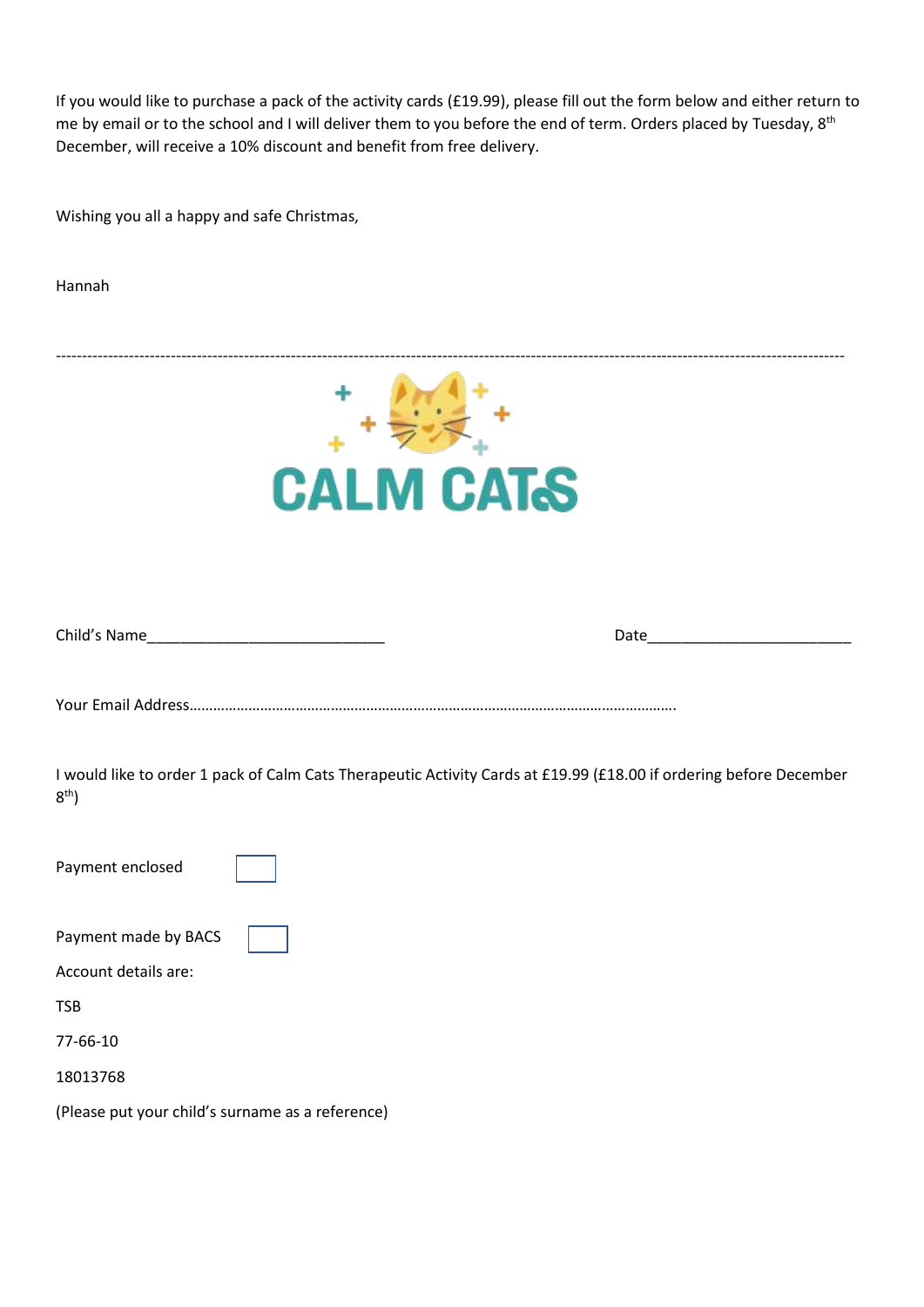If you would like to purchase a pack of the activity cards (£19.99), please fill out the form below and either return to me by email or to the school and I will deliver them to you before the end of term. Orders placed by Tuesday, 8th December, will receive a 10% discount and benefit from free delivery.

Wishing you all a happy and safe Christmas,

Hannah

---

CALM CATS

Child's Name_____________________________ Date_________________________

Your Email Address…………………………………………………………………………………………………………….

I would like to order 1 pack of Calm Cats Therapeutic Activity Cards at £19.99 (£18.00 if ordering before December 8th)

Payment enclosed ☐

Payment made by BACS ☐

Account details are:

TSB

77-66-10

18013768

(Please put your child's surname as a reference)